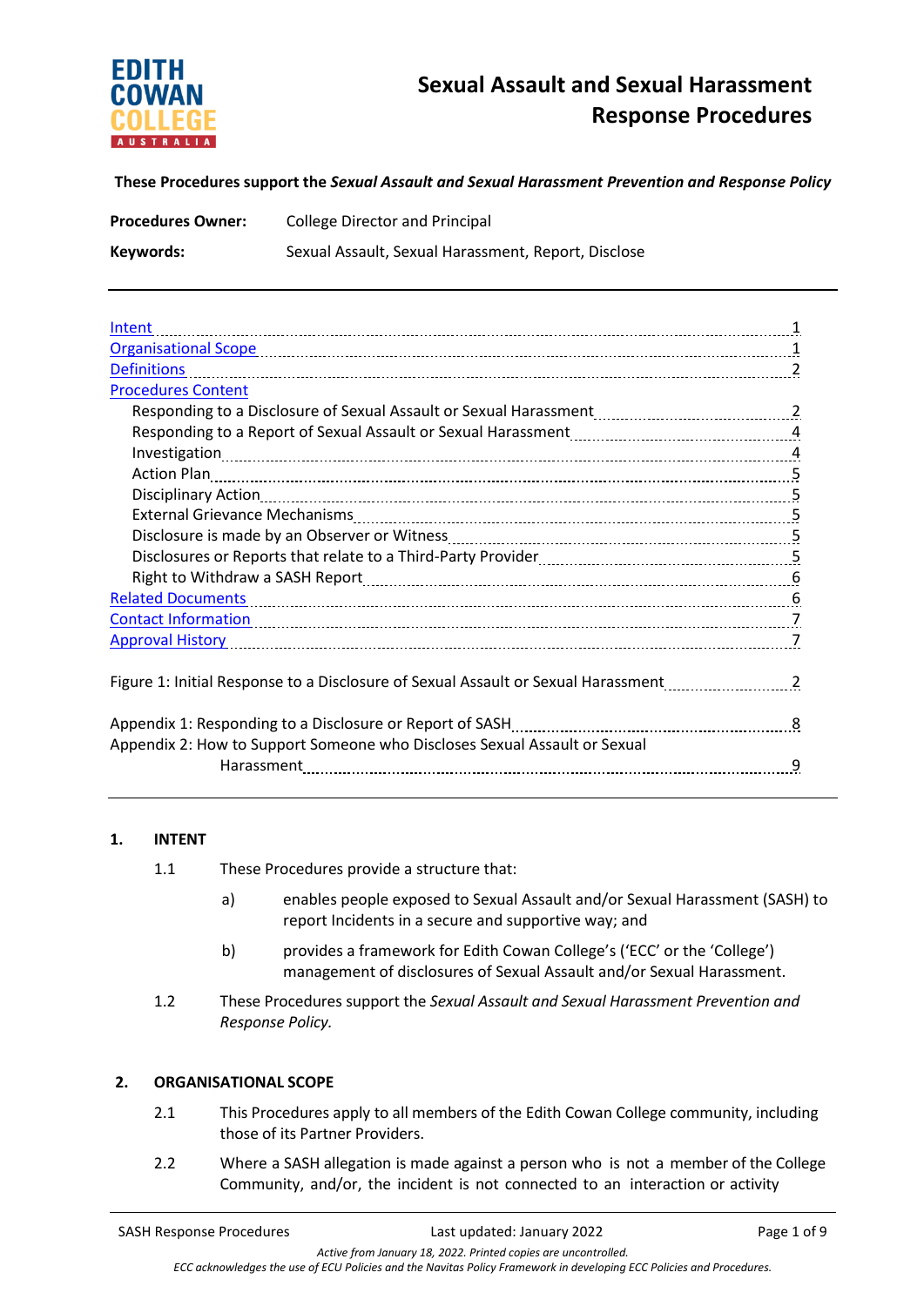# Sexual Assault and Sexual Harassment Response Procedures

**These Procedures support the *Sexual Assault and Sexual Harassment Prevention and Response Policy***

**Procedures Owner:** College Director and Principal

**Keywords:** Sexual Assault, Sexual Harassment, Report, Disclose

---

Intent ........ 1
Organisational Scope ........ 1
Definitions ........ 2
Procedures Content
- Responding to a Disclosure of Sexual Assault or Sexual Harassment ........ 2
- Responding to a Report of Sexual Assault or Sexual Harassment ........ 4
- Investigation ........ 4
- Action Plan ........ 5
- Disciplinary Action ........ 5
- External Grievance Mechanisms ........ 5
- Disclosure is made by an Observer or Witness ........ 5
- Disclosures or Reports that relate to a Third-Party Provider ........ 5
- Right to Withdraw a SASH Report ........ 6

Related Documents ........ 6
Contact Information ........ 7
Approval History ........ 7

Figure 1: Initial Response to a Disclosure of Sexual Assault or Sexual Harassment ........ 2

Appendix 1: Responding to a Disclosure or Report of SASH ........ 8
Appendix 2: How to Support Someone who Discloses Sexual Assault or Sexual Harassment ........ 9

---

## 1. INTENT

1.1 These Procedures provide a structure that:

a) enables people exposed to Sexual Assault and/or Sexual Harassment (SASH) to report Incidents in a secure and supportive way; and

b) provides a framework for Edith Cowan College's ('ECC' or the 'College') management of disclosures of Sexual Assault and/or Sexual Harassment.

1.2 These Procedures support the *Sexual Assault and Sexual Harassment Prevention and Response Policy.*

## 2. ORGANISATIONAL SCOPE

2.1 This Procedures apply to all members of the Edith Cowan College community, including those of its Partner Providers.

2.2 Where a SASH allegation is made against a person who is not a member of the College Community, and/or, the incident is not connected to an interaction or activity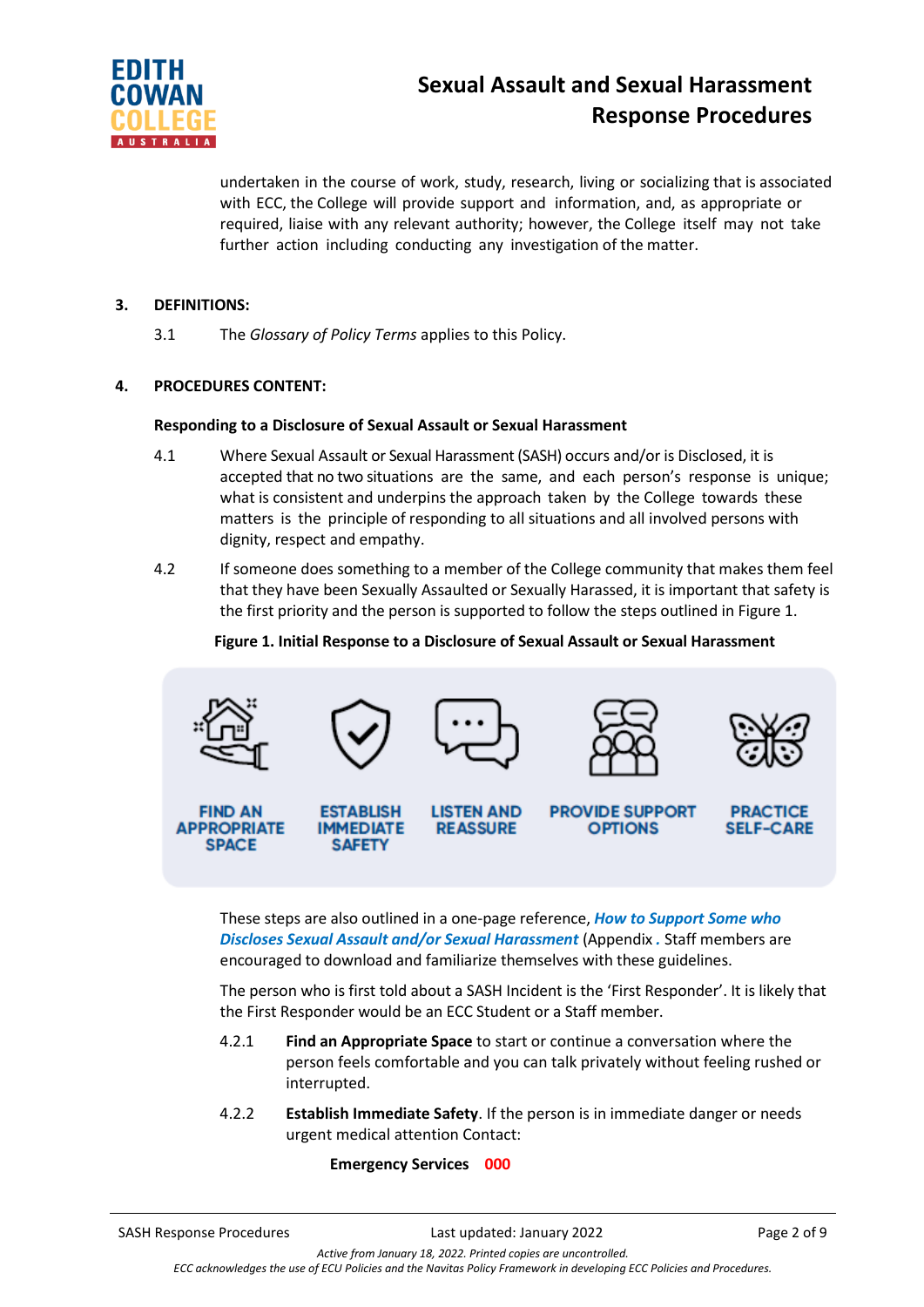undertaken in the course of work, study, research, living or socializing that is associated with ECC, the College will provide support and information, and, as appropriate or required, liaise with any relevant authority; however, the College itself may not take further action including conducting any investigation of the matter.

## 3. DEFINITIONS:

3.1 The *Glossary of Policy Terms* applies to this Policy.

## 4. PROCEDURES CONTENT:

**Responding to a Disclosure of Sexual Assault or Sexual Harassment**

4.1 Where Sexual Assault or Sexual Harassment (SASH) occurs and/or is Disclosed, it is accepted that no two situations are the same, and each person's response is unique; what is consistent and underpins the approach taken by the College towards these matters is the principle of responding to all situations and all involved persons with dignity, respect and empathy.

4.2 If someone does something to a member of the College community that makes them feel that they have been Sexually Assaulted or Sexually Harassed, it is important that safety is the first priority and the person is supported to follow the steps outlined in Figure 1.

**Figure 1. Initial Response to a Disclosure of Sexual Assault or Sexual Harassment**

FIND AN APPROPRIATE SPACE → ESTABLISH IMMEDIATE SAFETY → LISTEN AND REASSURE → PROVIDE SUPPORT OPTIONS → PRACTICE SELF-CARE

These steps are also outlined in a one-page reference, ***How to Support Some who Discloses Sexual Assault and/or Sexual Harassment*** (Appendix . Staff members are encouraged to download and familiarize themselves with these guidelines.

The person who is first told about a SASH Incident is the 'First Responder'. It is likely that the First Responder would be an ECC Student or a Staff member.

4.2.1 **Find an Appropriate Space** to start or continue a conversation where the person feels comfortable and you can talk privately without feeling rushed or interrupted.

4.2.2 **Establish Immediate Safety**. If the person is in immediate danger or needs urgent medical attention Contact:

**Emergency Services 000**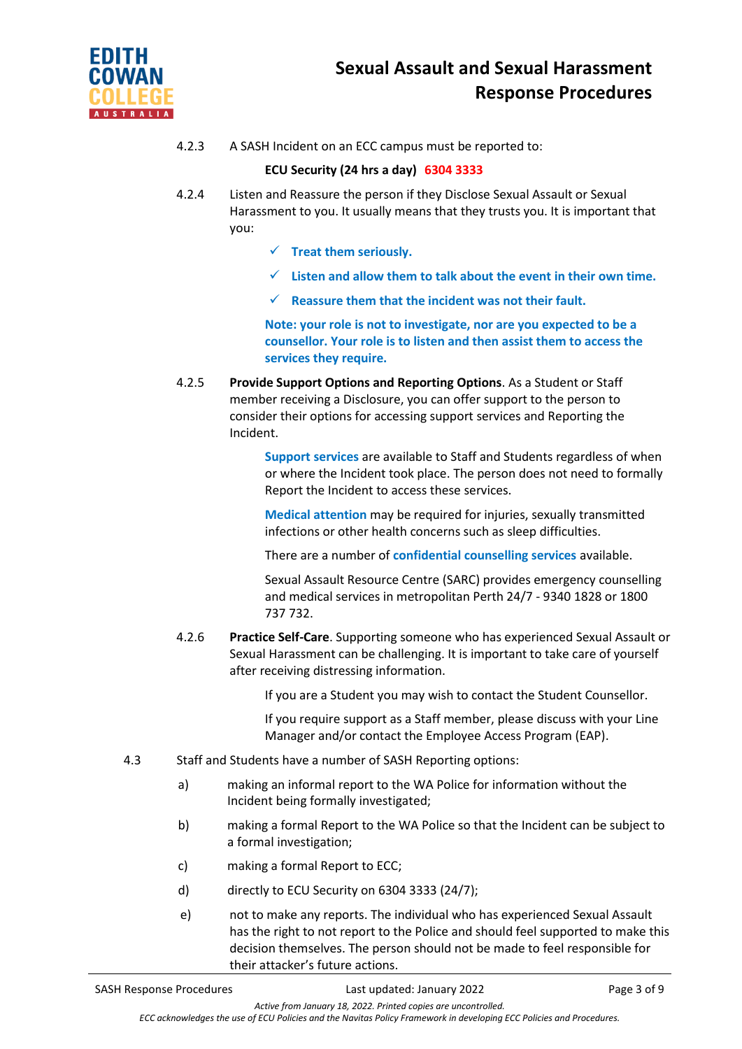4.2.3 A SASH Incident on an ECC campus must be reported to:

**ECU Security (24 hrs a day) 6304 3333**

4.2.4 Listen and Reassure the person if they Disclose Sexual Assault or Sexual Harassment to you. It usually means that they trusts you. It is important that you:

- ✓ **Treat them seriously.**
- ✓ **Listen and allow them to talk about the event in their own time.**
- ✓ **Reassure them that the incident was not their fault.**

**Note: your role is not to investigate, nor are you expected to be a counsellor. Your role is to listen and then assist them to access the services they require.**

4.2.5 **Provide Support Options and Reporting Options**. As a Student or Staff member receiving a Disclosure, you can offer support to the person to consider their options for accessing support services and Reporting the Incident.

**Support services** are available to Staff and Students regardless of when or where the Incident took place. The person does not need to formally Report the Incident to access these services.

**Medical attention** may be required for injuries, sexually transmitted infections or other health concerns such as sleep difficulties.

There are a number of **confidential counselling services** available.

Sexual Assault Resource Centre (SARC) provides emergency counselling and medical services in metropolitan Perth 24/7 - 9340 1828 or 1800 737 732.

4.2.6 **Practice Self-Care**. Supporting someone who has experienced Sexual Assault or Sexual Harassment can be challenging. It is important to take care of yourself after receiving distressing information.

If you are a Student you may wish to contact the Student Counsellor.

If you require support as a Staff member, please discuss with your Line Manager and/or contact the Employee Access Program (EAP).

4.3 Staff and Students have a number of SASH Reporting options:

a) making an informal report to the WA Police for information without the Incident being formally investigated;

b) making a formal Report to the WA Police so that the Incident can be subject to a formal investigation;

c) making a formal Report to ECC;

d) directly to ECU Security on 6304 3333 (24/7);

e) not to make any reports. The individual who has experienced Sexual Assault has the right to not report to the Police and should feel supported to make this decision themselves. The person should not be made to feel responsible for their attacker's future actions.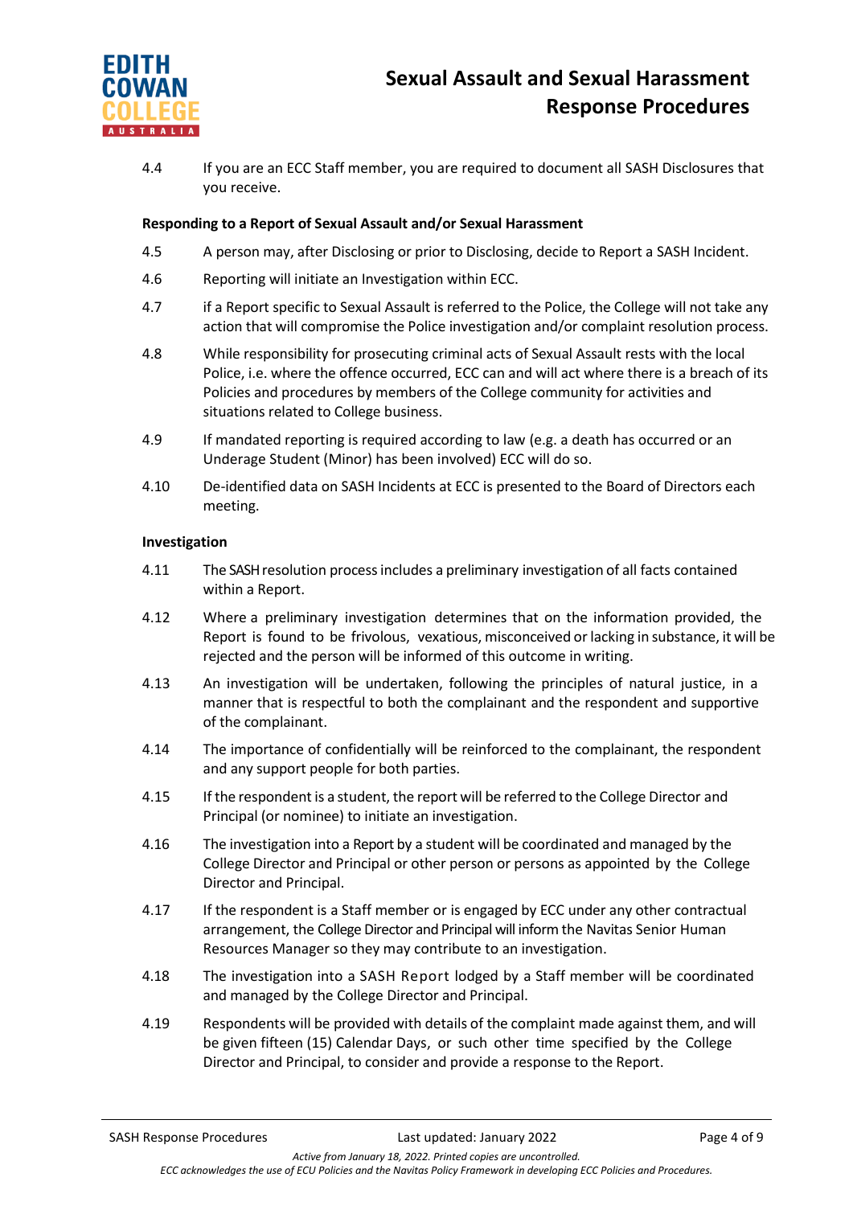4.4 If you are an ECC Staff member, you are required to document all SASH Disclosures that you receive.

**Responding to a Report of Sexual Assault and/or Sexual Harassment**

4.5 A person may, after Disclosing or prior to Disclosing, decide to Report a SASH Incident.

4.6 Reporting will initiate an Investigation within ECC.

4.7 if a Report specific to Sexual Assault is referred to the Police, the College will not take any action that will compromise the Police investigation and/or complaint resolution process.

4.8 While responsibility for prosecuting criminal acts of Sexual Assault rests with the local Police, i.e. where the offence occurred, ECC can and will act where there is a breach of its Policies and procedures by members of the College community for activities and situations related to College business.

4.9 If mandated reporting is required according to law (e.g. a death has occurred or an Underage Student (Minor) has been involved) ECC will do so.

4.10 De-identified data on SASH Incidents at ECC is presented to the Board of Directors each meeting.

**Investigation**

4.11 The SASH resolution process includes a preliminary investigation of all facts contained within a Report.

4.12 Where a preliminary investigation determines that on the information provided, the Report is found to be frivolous, vexatious, misconceived or lacking in substance, it will be rejected and the person will be informed of this outcome in writing.

4.13 An investigation will be undertaken, following the principles of natural justice, in a manner that is respectful to both the complainant and the respondent and supportive of the complainant.

4.14 The importance of confidentially will be reinforced to the complainant, the respondent and any support people for both parties.

4.15 If the respondent is a student, the report will be referred to the College Director and Principal (or nominee) to initiate an investigation.

4.16 The investigation into a Report by a student will be coordinated and managed by the College Director and Principal or other person or persons as appointed by the College Director and Principal.

4.17 If the respondent is a Staff member or is engaged by ECC under any other contractual arrangement, the College Director and Principal will inform the Navitas Senior Human Resources Manager so they may contribute to an investigation.

4.18 The investigation into a SASH Report lodged by a Staff member will be coordinated and managed by the College Director and Principal.

4.19 Respondents will be provided with details of the complaint made against them, and will be given fifteen (15) Calendar Days, or such other time specified by the College Director and Principal, to consider and provide a response to the Report.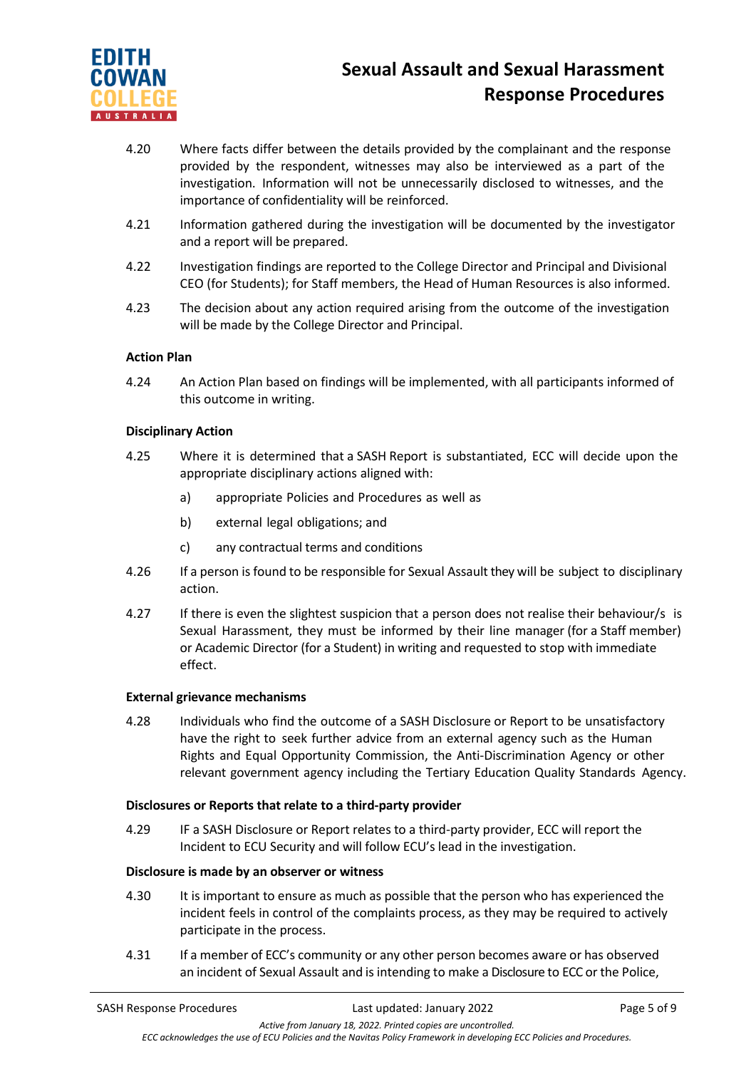4.20 Where facts differ between the details provided by the complainant and the response provided by the respondent, witnesses may also be interviewed as a part of the investigation. Information will not be unnecessarily disclosed to witnesses, and the importance of confidentiality will be reinforced.

4.21 Information gathered during the investigation will be documented by the investigator and a report will be prepared.

4.22 Investigation findings are reported to the College Director and Principal and Divisional CEO (for Students); for Staff members, the Head of Human Resources is also informed.

4.23 The decision about any action required arising from the outcome of the investigation will be made by the College Director and Principal.

**Action Plan**

4.24 An Action Plan based on findings will be implemented, with all participants informed of this outcome in writing.

**Disciplinary Action**

4.25 Where it is determined that a SASH Report is substantiated, ECC will decide upon the appropriate disciplinary actions aligned with:

a) appropriate Policies and Procedures as well as

b) external legal obligations; and

c) any contractual terms and conditions

4.26 If a person is found to be responsible for Sexual Assault they will be subject to disciplinary action.

4.27 If there is even the slightest suspicion that a person does not realise their behaviour/s is Sexual Harassment, they must be informed by their line manager (for a Staff member) or Academic Director (for a Student) in writing and requested to stop with immediate effect.

**External grievance mechanisms**

4.28 Individuals who find the outcome of a SASH Disclosure or Report to be unsatisfactory have the right to seek further advice from an external agency such as the Human Rights and Equal Opportunity Commission, the Anti-Discrimination Agency or other relevant government agency including the Tertiary Education Quality Standards Agency.

**Disclosures or Reports that relate to a third-party provider**

4.29 IF a SASH Disclosure or Report relates to a third-party provider, ECC will report the Incident to ECU Security and will follow ECU's lead in the investigation.

**Disclosure is made by an observer or witness**

4.30 It is important to ensure as much as possible that the person who has experienced the incident feels in control of the complaints process, as they may be required to actively participate in the process.

4.31 If a member of ECC's community or any other person becomes aware or has observed an incident of Sexual Assault and is intending to make a Disclosure to ECC or the Police,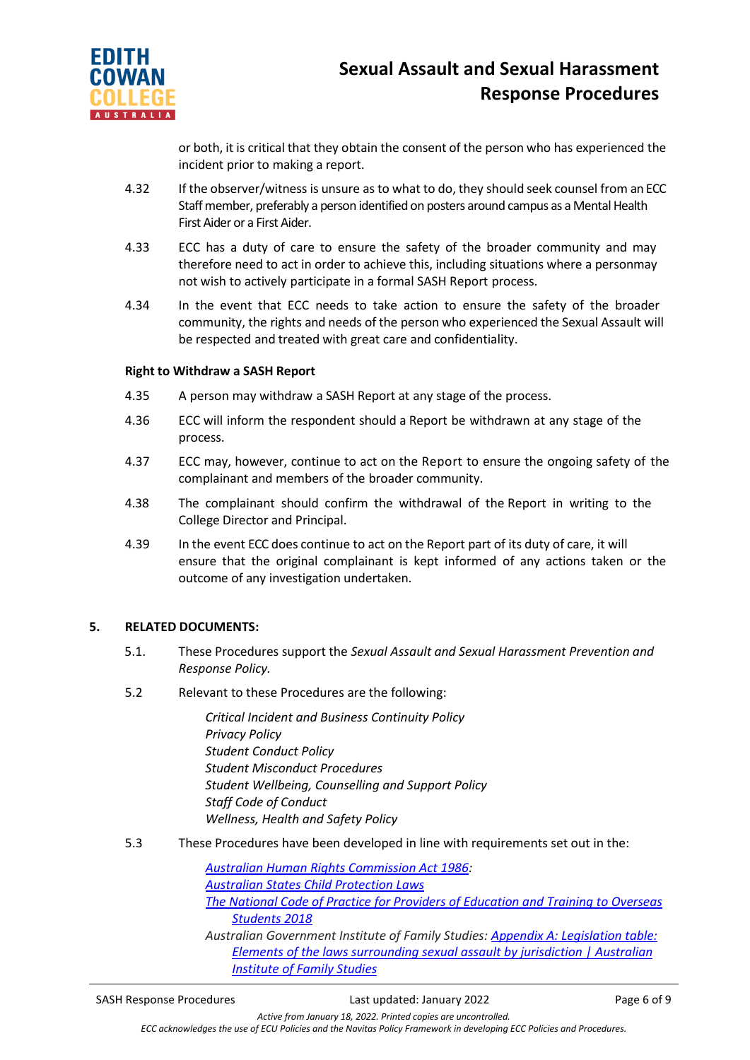or both, it is critical that they obtain the consent of the person who has experienced the incident prior to making a report.

4.32 If the observer/witness is unsure as to what to do, they should seek counsel from an ECC Staff member, preferably a person identified on posters around campus as a Mental Health First Aider or a First Aider.

4.33 ECC has a duty of care to ensure the safety of the broader community and may therefore need to act in order to achieve this, including situations where a personmay not wish to actively participate in a formal SASH Report process.

4.34 In the event that ECC needs to take action to ensure the safety of the broader community, the rights and needs of the person who experienced the Sexual Assault will be respected and treated with great care and confidentiality.

**Right to Withdraw a SASH Report**

4.35 A person may withdraw a SASH Report at any stage of the process.

4.36 ECC will inform the respondent should a Report be withdrawn at any stage of the process.

4.37 ECC may, however, continue to act on the Report to ensure the ongoing safety of the complainant and members of the broader community.

4.38 The complainant should confirm the withdrawal of the Report in writing to the College Director and Principal.

4.39 In the event ECC does continue to act on the Report part of its duty of care, it will ensure that the original complainant is kept informed of any actions taken or the outcome of any investigation undertaken.

## 5. RELATED DOCUMENTS:

5.1. These Procedures support the *Sexual Assault and Sexual Harassment Prevention and Response Policy.*

5.2 Relevant to these Procedures are the following:

*Critical Incident and Business Continuity Policy*
*Privacy Policy*
*Student Conduct Policy*
*Student Misconduct Procedures*
*Student Wellbeing, Counselling and Support Policy*
*Staff Code of Conduct*
*Wellness, Health and Safety Policy*

5.3 These Procedures have been developed in line with requirements set out in the:

*Australian Human Rights Commission Act 1986:*
*Australian States Child Protection Laws*
*The National Code of Practice for Providers of Education and Training to Overseas Students 2018*
*Australian Government Institute of Family Studies: Appendix A: Legislation table: Elements of the laws surrounding sexual assault by jurisdiction | Australian Institute of Family Studies*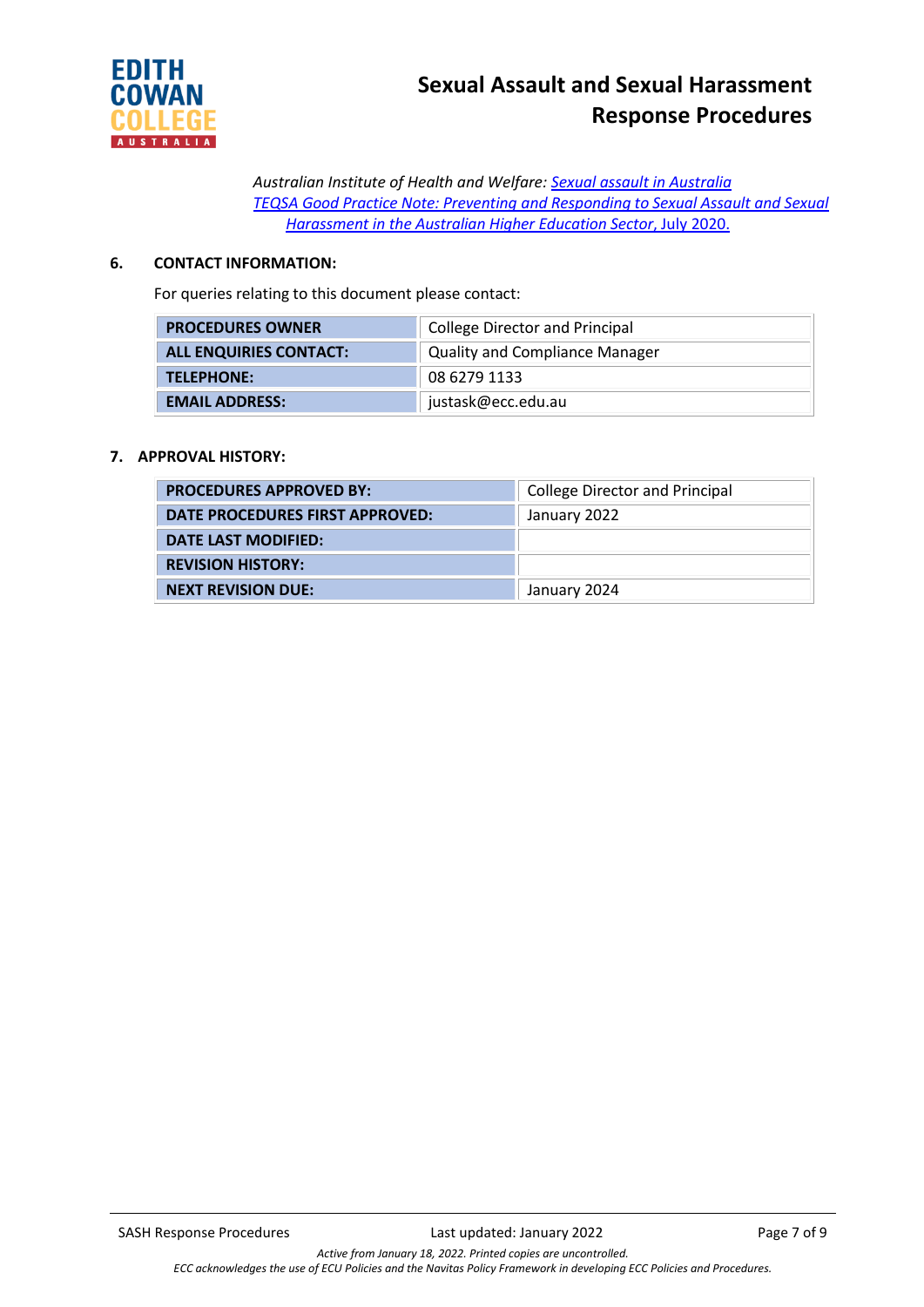*Australian Institute of Health and Welfare: Sexual assault in Australia*
*TEQSA Good Practice Note: Preventing and Responding to Sexual Assault and Sexual Harassment in the Australian Higher Education Sector*, July 2020.

## 6. CONTACT INFORMATION:

For queries relating to this document please contact:

| | |
|---|---|
| **PROCEDURES OWNER** | College Director and Principal |
| **ALL ENQUIRIES CONTACT:** | Quality and Compliance Manager |
| **TELEPHONE:** | 08 6279 1133 |
| **EMAIL ADDRESS:** | justask@ecc.edu.au |

## 7. APPROVAL HISTORY:

| | |
|---|---|
| **PROCEDURES APPROVED BY:** | College Director and Principal |
| **DATE PROCEDURES FIRST APPROVED:** | January 2022 |
| **DATE LAST MODIFIED:** | |
| **REVISION HISTORY:** | |
| **NEXT REVISION DUE:** | January 2024 |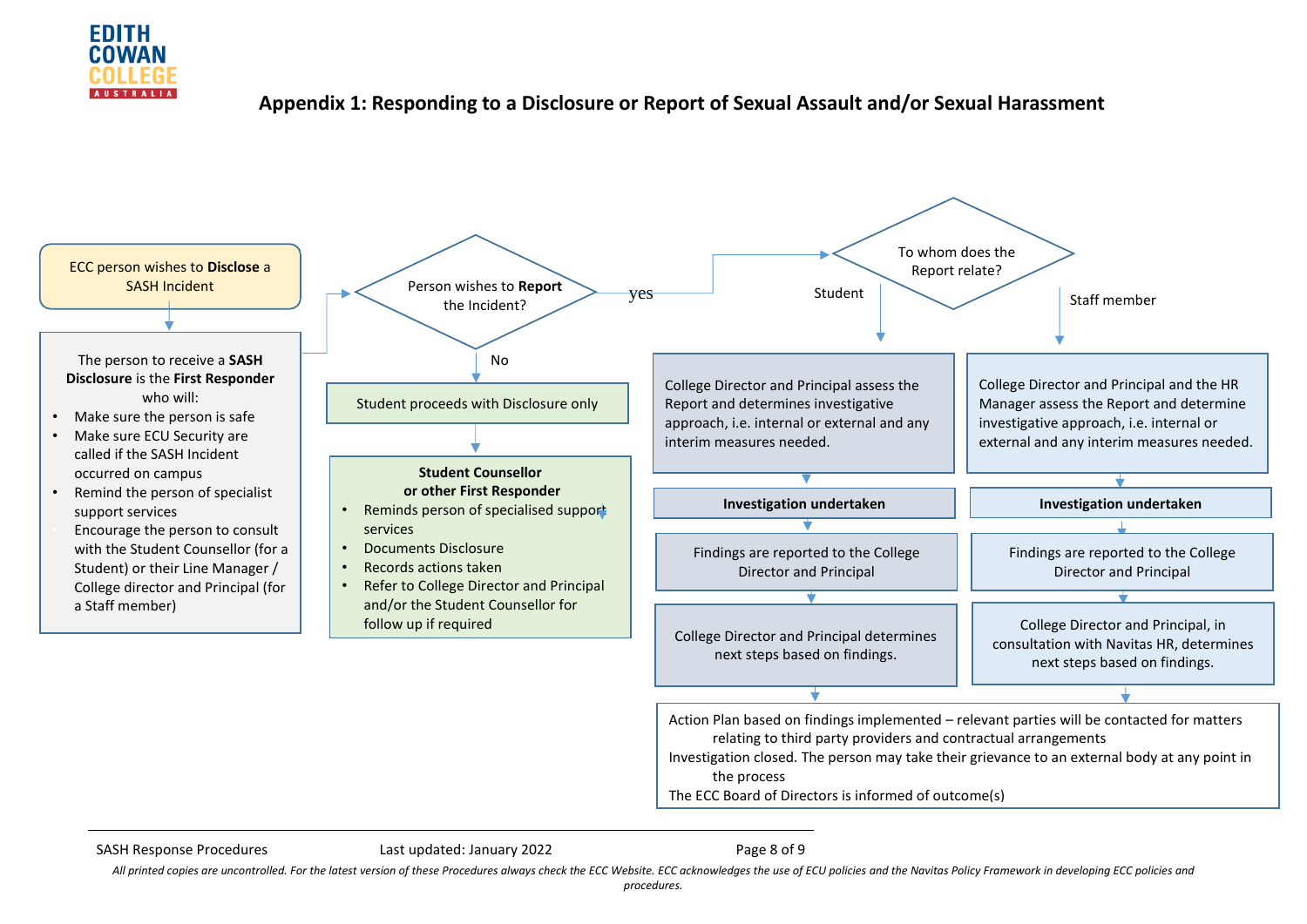# Appendix 1: Responding to a Disclosure or Report of Sexual Assault and/or Sexual Harassment

ECC person wishes to **Disclose** a SASH Incident

The person to receive a **SASH Disclosure** is the **First Responder** who will:

- Make sure the person is safe
- Make sure ECU Security are called if the SASH Incident occurred on campus
- Remind the person of specialist support services
- Encourage the person to consult with the Student Counsellor (for a Student) or their Line Manager / College director and Principal (for a Staff member)

Person wishes to **Report** the Incident?

**No:**

Student proceeds with Disclosure only

**Student Counsellor or other First Responder**

- Reminds person of specialised support services
- Documents Disclosure
- Records actions taken
- Refer to College Director and Principal and/or the Student Counsellor for follow up if required

**yes:**

To whom does the Report relate?

**Student:**

College Director and Principal assess the Report and determines investigative approach, i.e. internal or external and any interim measures needed.

**Investigation undertaken**

Findings are reported to the College Director and Principal

College Director and Principal determines next steps based on findings.

**Staff member:**

College Director and Principal and the HR Manager assess the Report and determine investigative approach, i.e. internal or external and any interim measures needed.

**Investigation undertaken**

Findings are reported to the College Director and Principal

College Director and Principal, in consultation with Navitas HR, determines next steps based on findings.

Action Plan based on findings implemented – relevant parties will be contacted for matters relating to third party providers and contractual arrangements

Investigation closed. The person may take their grievance to an external body at any point in the process

The ECC Board of Directors is informed of outcome(s)

*All printed copies are uncontrolled. For the latest version of these Procedures always check the ECC Website. ECC acknowledges the use of ECU policies and the Navitas Policy Framework in developing ECC policies and procedures.*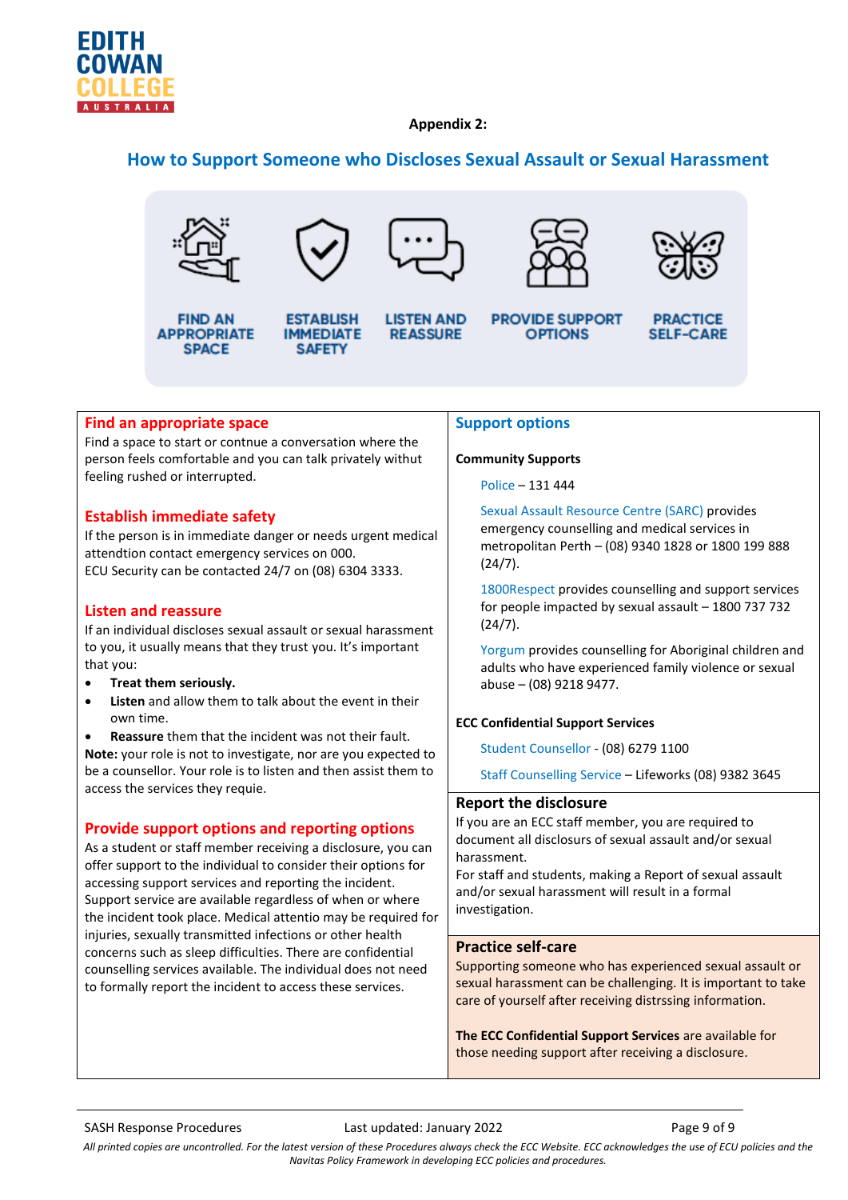**Appendix 2:**

# How to Support Someone who Discloses Sexual Assault or Sexual Harassment

FIND AN APPROPRIATE SPACE

ESTABLISH IMMEDIATE SAFETY

LISTEN AND REASSURE

PROVIDE SUPPORT OPTIONS

PRACTICE SELF-CARE

## Find an appropriate space

Find a space to start or contnue a conversation where the person feels comfortable and you can talk privately withut feeling rushed or interrupted.

## Establish immediate safety

If the person is in immediate danger or needs urgent medical attendtion contact emergency services on 000.
ECU Security can be contacted 24/7 on (08) 6304 3333.

## Listen and reassure

If an individual discloses sexual assault or sexual harassment to you, it usually means that they trust you. It's important that you:

- **Treat them seriously.**
- **Listen** and allow them to talk about the event in their own time.
- **Reassure** them that the incident was not their fault.

**Note:** your role is not to investigate, nor are you expected to be a counsellor. Your role is to listen and then assist them to access the services they requie.

## Provide support options and reporting options

As a student or staff member receiving a disclosure, you can offer support to the individual to consider their options for accessing support services and reporting the incident. Support service are available regardless of when or where the incident took place. Medical attentio may be required for injuries, sexually transmitted infections or other health concerns such as sleep difficulties. There are confidential counselling services available. The individual does not need to formally report the incident to access these services.

## Support options

**Community Supports**

Police – 131 444

Sexual Assault Resource Centre (SARC) provides emergency counselling and medical services in metropolitan Perth – (08) 9340 1828 or 1800 199 888 (24/7).

1800Respect provides counselling and support services for people impacted by sexual assault – 1800 737 732 (24/7).

Yorgum provides counselling for Aboriginal children and adults who have experienced family violence or sexual abuse – (08) 9218 9477.

**ECC Confidential Support Services**

Student Counsellor - (08) 6279 1100

Staff Counselling Service – Lifeworks (08) 9382 3645

## Report the disclosure

If you are an ECC staff member, you are required to document all disclosurs of sexual assault and/or sexual harassment.
For staff and students, making a Report of sexual assault and/or sexual harassment will result in a formal investigation.

## Practice self-care

Supporting someone who has experienced sexual assault or sexual harassment can be challenging. It is important to take care of yourself after receiving distrssing information.

**The ECC Confidential Support Services** are available for those needing support after receiving a disclosure.

*All printed copies are uncontrolled. For the latest version of these Procedures always check the ECC Website. ECC acknowledges the use of ECU policies and the Navitas Policy Framework in developing ECC policies and procedures.*